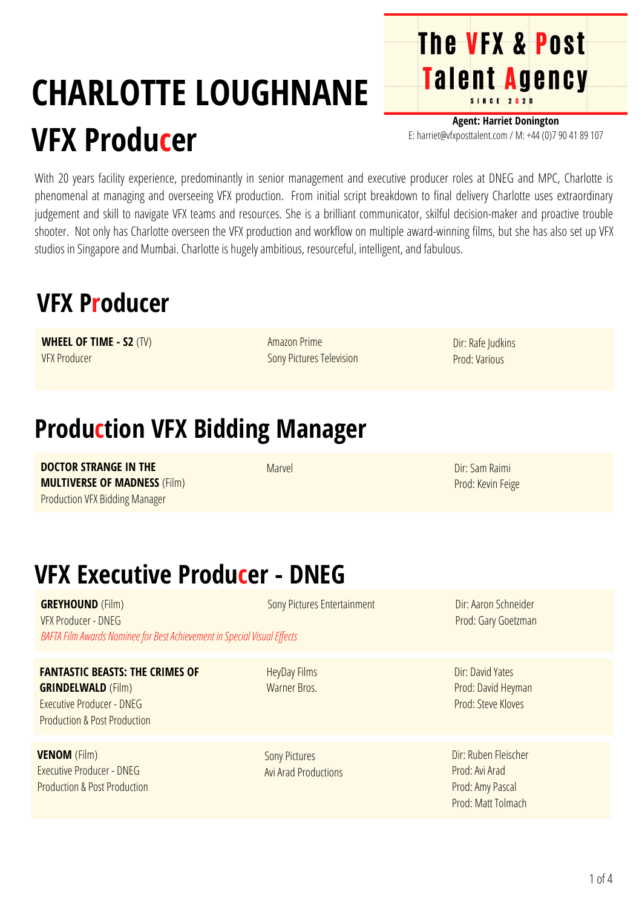# CHARLOTTE LOUGHNANE

## VFX Producer

**The VFX & Post Talent Agency**
SINCE 2020

**Agent: Harriet Donington**
E: harriet@vfxposttalent.com / M: +44 (0)7 90 41 89 107

With 20 years facility experience, predominantly in senior management and executive producer roles at DNEG and MPC, Charlotte is phenomenal at managing and overseeing VFX production. From initial script breakdown to final delivery Charlotte uses extraordinary judgement and skill to navigate VFX teams and resources. She is a brilliant communicator, skilful decision-maker and proactive trouble shooter. Not only has Charlotte overseen the VFX production and workflow on multiple award-winning films, but she has also set up VFX studios in Singapore and Mumbai. Charlotte is hugely ambitious, resourceful, intelligent, and fabulous.

## VFX Producer

| | | |
|---|---|---|
| **WHEEL OF TIME - S2** (TV)<br>VFX Producer | Amazon Prime<br>Sony Pictures Television | Dir: Rafe Judkins<br>Prod: Various |

## Production VFX Bidding Manager

| | | |
|---|---|---|
| **DOCTOR STRANGE IN THE MULTIVERSE OF MADNESS** (Film)<br>Production VFX Bidding Manager | Marvel | Dir: Sam Raimi<br>Prod: Kevin Feige |

## VFX Executive Producer - DNEG

| | | |
|---|---|---|
| **GREYHOUND** (Film)<br>VFX Producer - DNEG<br>*BAFTA Film Awards Nominee for Best Achievement in Special Visual Effects* | Sony Pictures Entertainment | Dir: Aaron Schneider<br>Prod: Gary Goetzman |
| **FANTASTIC BEASTS: THE CRIMES OF GRINDELWALD** (Film)<br>Executive Producer - DNEG<br>Production & Post Production | HeyDay Films<br>Warner Bros. | Dir: David Yates<br>Prod: David Heyman<br>Prod: Steve Kloves |
| **VENOM** (Film)<br>Executive Producer - DNEG<br>Production & Post Production | Sony Pictures<br>Avi Arad Productions | Dir: Ruben Fleischer<br>Prod: Avi Arad<br>Prod: Amy Pascal<br>Prod: Matt Tolmach |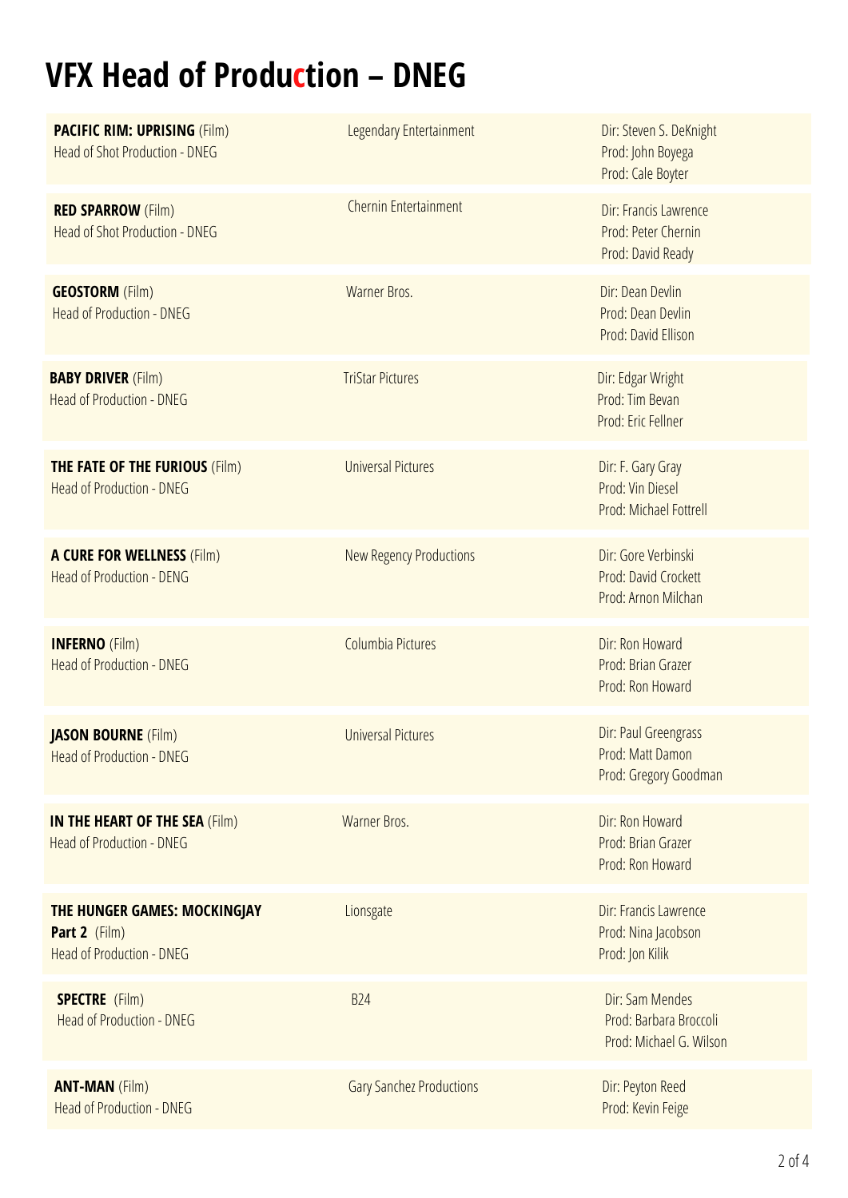# VFX Head of Production – DNEG

| | | |
|---|---|---|
| **PACIFIC RIM: UPRISING** (Film)<br>Head of Shot Production - DNEG | Legendary Entertainment | Dir: Steven S. DeKnight<br>Prod: John Boyega<br>Prod: Cale Boyter |
| **RED SPARROW** (Film)<br>Head of Shot Production - DNEG | Chernin Entertainment | Dir: Francis Lawrence<br>Prod: Peter Chernin<br>Prod: David Ready |
| **GEOSTORM** (Film)<br>Head of Production - DNEG | Warner Bros. | Dir: Dean Devlin<br>Prod: Dean Devlin<br>Prod: David Ellison |
| **BABY DRIVER** (Film)<br>Head of Production - DNEG | TriStar Pictures | Dir: Edgar Wright<br>Prod: Tim Bevan<br>Prod: Eric Fellner |
| **THE FATE OF THE FURIOUS** (Film)<br>Head of Production - DNEG | Universal Pictures | Dir: F. Gary Gray<br>Prod: Vin Diesel<br>Prod: Michael Fottrell |
| **A CURE FOR WELLNESS** (Film)<br>Head of Production - DENG | New Regency Productions | Dir: Gore Verbinski<br>Prod: David Crockett<br>Prod: Arnon Milchan |
| **INFERNO** (Film)<br>Head of Production - DNEG | Columbia Pictures | Dir: Ron Howard<br>Prod: Brian Grazer<br>Prod: Ron Howard |
| **JASON BOURNE** (Film)<br>Head of Production - DNEG | Universal Pictures | Dir: Paul Greengrass<br>Prod: Matt Damon<br>Prod: Gregory Goodman |
| **IN THE HEART OF THE SEA** (Film)<br>Head of Production - DNEG | Warner Bros. | Dir: Ron Howard<br>Prod: Brian Grazer<br>Prod: Ron Howard |
| **THE HUNGER GAMES: MOCKINGJAY Part 2** (Film)<br>Head of Production - DNEG | Lionsgate | Dir: Francis Lawrence<br>Prod: Nina Jacobson<br>Prod: Jon Kilik |
| **SPECTRE** (Film)<br>Head of Production - DNEG | B24 | Dir: Sam Mendes<br>Prod: Barbara Broccoli<br>Prod: Michael G. Wilson |
| **ANT-MAN** (Film)<br>Head of Production - DNEG | Gary Sanchez Productions | Dir: Peyton Reed<br>Prod: Kevin Feige |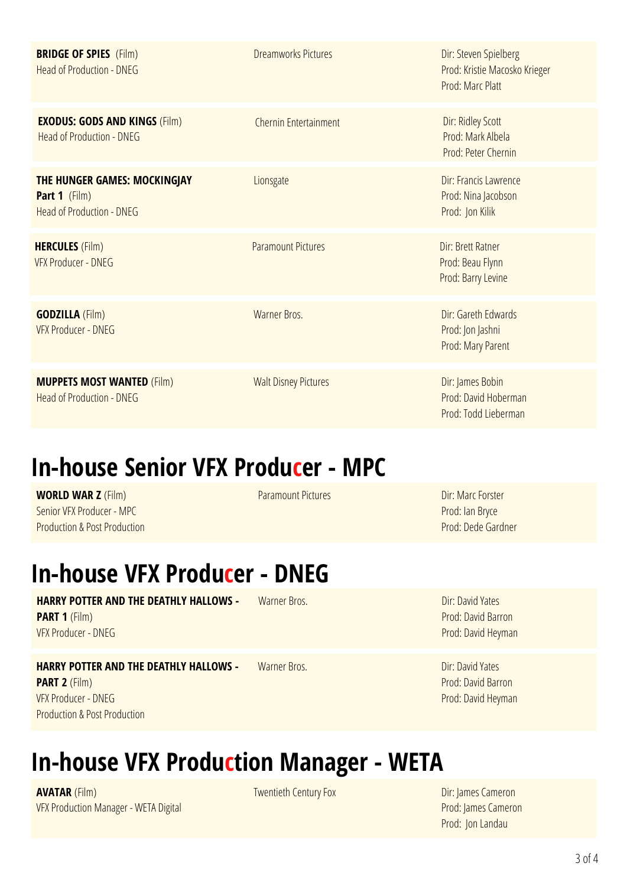| | | |
|---|---|---|
| **BRIDGE OF SPIES** (Film)<br>Head of Production - DNEG | Dreamworks Pictures | Dir: Steven Spielberg<br>Prod: Kristie Macosko Krieger<br>Prod: Marc Platt |
| **EXODUS: GODS AND KINGS** (Film)<br>Head of Production - DNEG | Chernin Entertainment | Dir: Ridley Scott<br>Prod: Mark Albela<br>Prod: Peter Chernin |
| **THE HUNGER GAMES: MOCKINGJAY Part 1** (Film)<br>Head of Production - DNEG | Lionsgate | Dir: Francis Lawrence<br>Prod: Nina Jacobson<br>Prod: Jon Kilik |
| **HERCULES** (Film)<br>VFX Producer - DNEG | Paramount Pictures | Dir: Brett Ratner<br>Prod: Beau Flynn<br>Prod: Barry Levine |
| **GODZILLA** (Film)<br>VFX Producer - DNEG | Warner Bros. | Dir: Gareth Edwards<br>Prod: Jon Jashni<br>Prod: Mary Parent |
| **MUPPETS MOST WANTED** (Film)<br>Head of Production - DNEG | Walt Disney Pictures | Dir: James Bobin<br>Prod: David Hoberman<br>Prod: Todd Lieberman |

# In-house Senior VFX Producer - MPC

| | | |
|---|---|---|
| **WORLD WAR Z** (Film)<br>Senior VFX Producer - MPC<br>Production & Post Production | Paramount Pictures | Dir: Marc Forster<br>Prod: Ian Bryce<br>Prod: Dede Gardner |

# In-house VFX Producer - DNEG

| | | |
|---|---|---|
| **HARRY POTTER AND THE DEATHLY HALLOWS - PART 1** (Film)<br>VFX Producer - DNEG | Warner Bros. | Dir: David Yates<br>Prod: David Barron<br>Prod: David Heyman |
| **HARRY POTTER AND THE DEATHLY HALLOWS - PART 2** (Film)<br>VFX Producer - DNEG<br>Production & Post Production | Warner Bros. | Dir: David Yates<br>Prod: David Barron<br>Prod: David Heyman |

# In-house VFX Production Manager - WETA

| | | |
|---|---|---|
| **AVATAR** (Film)<br>VFX Production Manager - WETA Digital | Twentieth Century Fox | Dir: James Cameron<br>Prod: James Cameron<br>Prod: Jon Landau |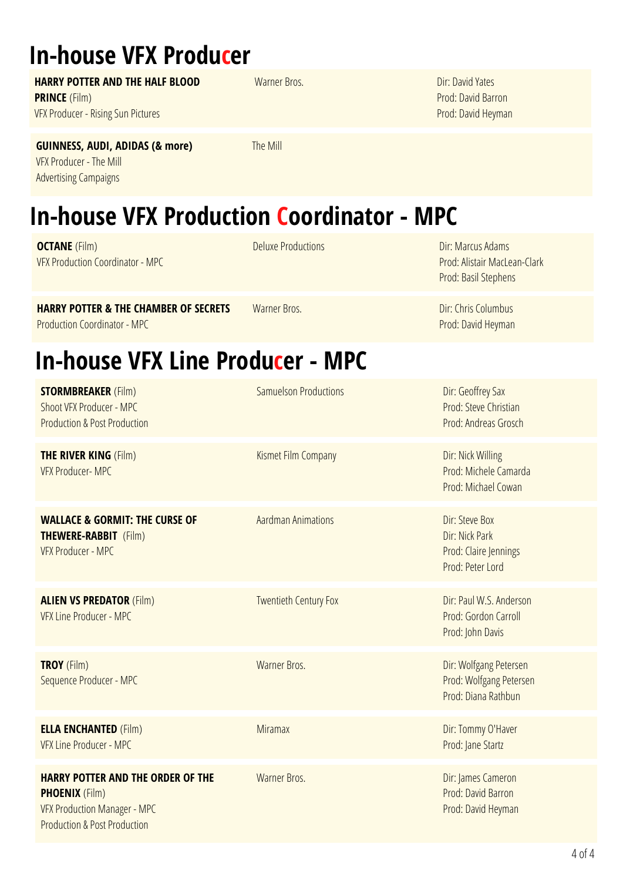# In-house VFX Producer

| | | |
|---|---|---|
| **HARRY POTTER AND THE HALF BLOOD PRINCE** (Film)<br>VFX Producer - Rising Sun Pictures | Warner Bros. | Dir: David Yates<br>Prod: David Barron<br>Prod: David Heyman |
| **GUINNESS, AUDI, ADIDAS (& more)**<br>VFX Producer - The Mill<br>Advertising Campaigns | The Mill | |

# In-house VFX Production Coordinator - MPC

| | | |
|---|---|---|
| **OCTANE** (Film)<br>VFX Production Coordinator - MPC | Deluxe Productions | Dir: Marcus Adams<br>Prod: Alistair MacLean-Clark<br>Prod: Basil Stephens |
| **HARRY POTTER & THE CHAMBER OF SECRETS**<br>Production Coordinator - MPC | Warner Bros. | Dir: Chris Columbus<br>Prod: David Heyman |

# In-house VFX Line Producer - MPC

| | | |
|---|---|---|
| **STORMBREAKER** (Film)<br>Shoot VFX Producer - MPC<br>Production & Post Production | Samuelson Productions | Dir: Geoffrey Sax<br>Prod: Steve Christian<br>Prod: Andreas Grosch |
| **THE RIVER KING** (Film)<br>VFX Producer- MPC | Kismet Film Company | Dir: Nick Willing<br>Prod: Michele Camarda<br>Prod: Michael Cowan |
| **WALLACE & GORMIT: THE CURSE OF THEWERE-RABBIT** (Film)<br>VFX Producer - MPC | Aardman Animations | Dir: Steve Box<br>Dir: Nick Park<br>Prod: Claire Jennings<br>Prod: Peter Lord |
| **ALIEN VS PREDATOR** (Film)<br>VFX Line Producer - MPC | Twentieth Century Fox | Dir: Paul W.S. Anderson<br>Prod: Gordon Carroll<br>Prod: John Davis |
| **TROY** (Film)<br>Sequence Producer - MPC | Warner Bros. | Dir: Wolfgang Petersen<br>Prod: Wolfgang Petersen<br>Prod: Diana Rathbun |
| **ELLA ENCHANTED** (Film)<br>VFX Line Producer - MPC | Miramax | Dir: Tommy O'Haver<br>Prod: Jane Startz |
| **HARRY POTTER AND THE ORDER OF THE PHOENIX** (Film)<br>VFX Production Manager - MPC<br>Production & Post Production | Warner Bros. | Dir: James Cameron<br>Prod: David Barron<br>Prod: David Heyman |